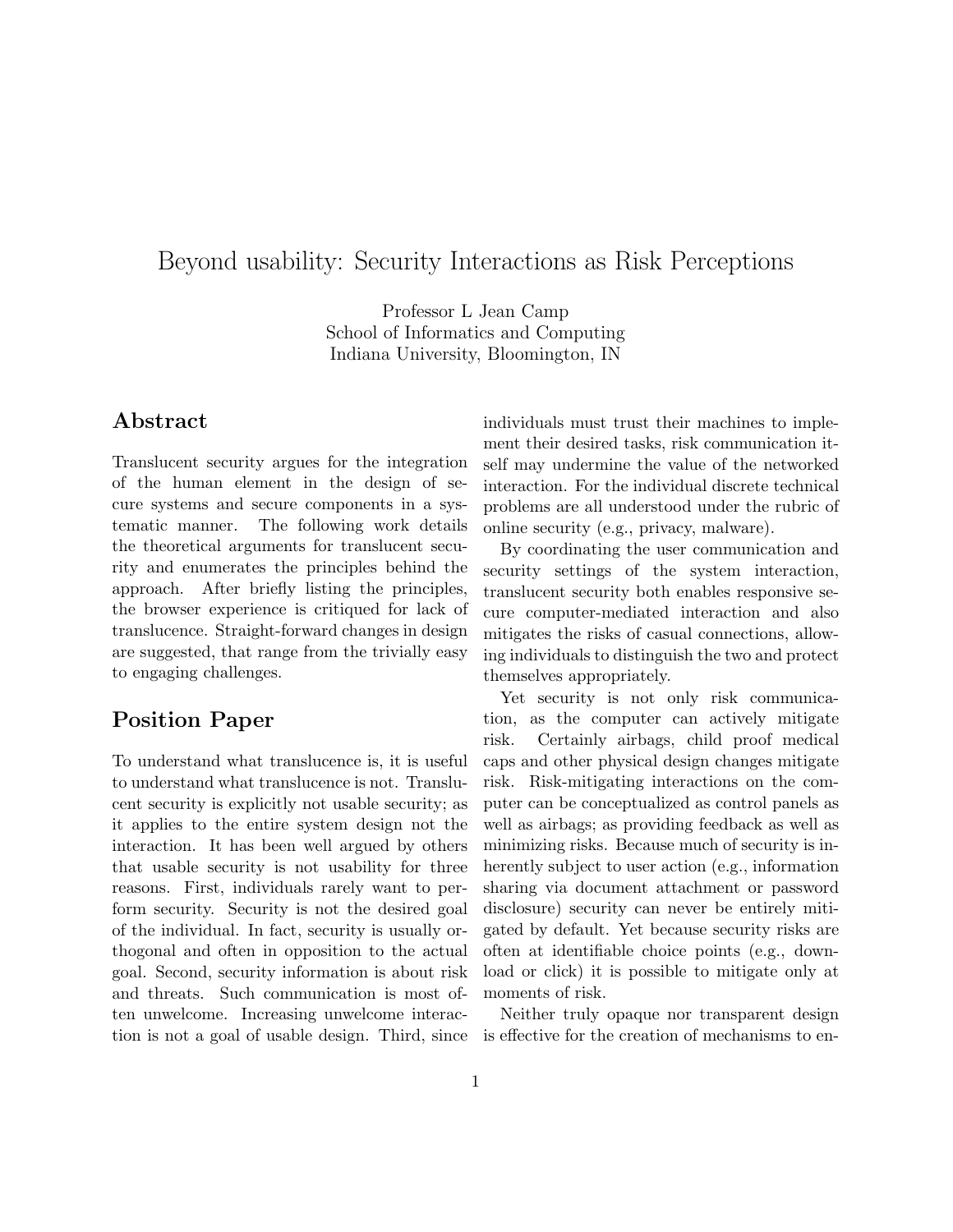# Beyond usability: Security Interactions as Risk Perceptions

Professor L Jean Camp
School of Informatics and Computing
Indiana University, Bloomington, IN

## Abstract

Translucent security argues for the integration of the human element in the design of secure systems and secure components in a systematic manner. The following work details the theoretical arguments for translucent security and enumerates the principles behind the approach. After briefly listing the principles, the browser experience is critiqued for lack of translucence. Straight-forward changes in design are suggested, that range from the trivially easy to engaging challenges.

## Position Paper

To understand what translucence is, it is useful to understand what translucence is not. Translucent security is explicitly not usable security; as it applies to the entire system design not the interaction. It has been well argued by others that usable security is not usability for three reasons. First, individuals rarely want to perform security. Security is not the desired goal of the individual. In fact, security is usually orthogonal and often in opposition to the actual goal. Second, security information is about risk and threats. Such communication is most often unwelcome. Increasing unwelcome interaction is not a goal of usable design. Third, since individuals must trust their machines to implement their desired tasks, risk communication itself may undermine the value of the networked interaction. For the individual discrete technical problems are all understood under the rubric of online security (e.g., privacy, malware).

By coordinating the user communication and security settings of the system interaction, translucent security both enables responsive secure computer-mediated interaction and also mitigates the risks of casual connections, allowing individuals to distinguish the two and protect themselves appropriately.

Yet security is not only risk communication, as the computer can actively mitigate risk. Certainly airbags, child proof medical caps and other physical design changes mitigate risk. Risk-mitigating interactions on the computer can be conceptualized as control panels as well as airbags; as providing feedback as well as minimizing risks. Because much of security is inherently subject to user action (e.g., information sharing via document attachment or password disclosure) security can never be entirely mitigated by default. Yet because security risks are often at identifiable choice points (e.g., download or click) it is possible to mitigate only at moments of risk.

Neither truly opaque nor transparent design is effective for the creation of mechanisms to en-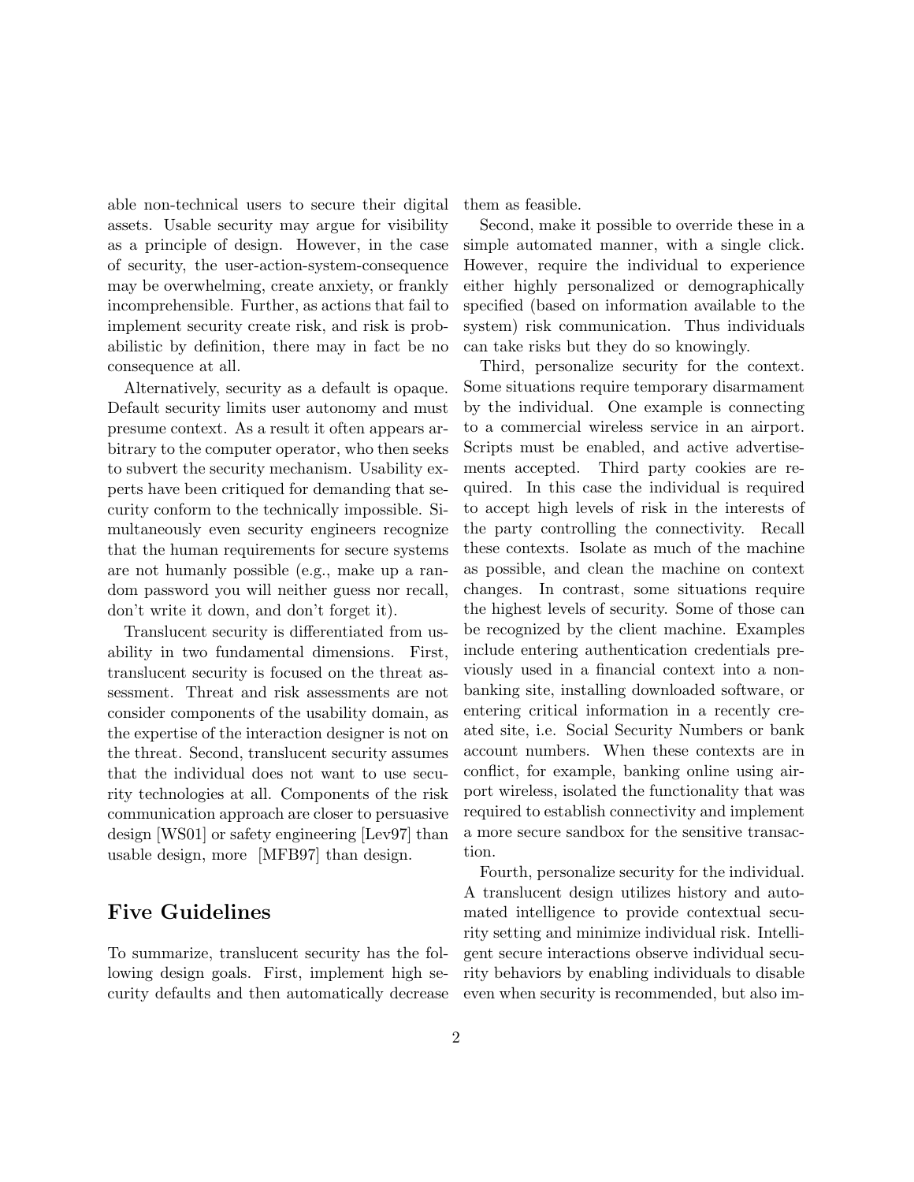able non-technical users to secure their digital assets. Usable security may argue for visibility as a principle of design. However, in the case of security, the user-action-system-consequence may be overwhelming, create anxiety, or frankly incomprehensible. Further, as actions that fail to implement security create risk, and risk is probabilistic by definition, there may in fact be no consequence at all.

Alternatively, security as a default is opaque. Default security limits user autonomy and must presume context. As a result it often appears arbitrary to the computer operator, who then seeks to subvert the security mechanism. Usability experts have been critiqued for demanding that security conform to the technically impossible. Simultaneously even security engineers recognize that the human requirements for secure systems are not humanly possible (e.g., make up a random password you will neither guess nor recall, don't write it down, and don't forget it).

Translucent security is differentiated from usability in two fundamental dimensions. First, translucent security is focused on the threat assessment. Threat and risk assessments are not consider components of the usability domain, as the expertise of the interaction designer is not on the threat. Second, translucent security assumes that the individual does not want to use security technologies at all. Components of the risk communication approach are closer to persuasive design [WS01] or safety engineering [Lev97] than usable design, more [MFB97] than design.

## Five Guidelines

To summarize, translucent security has the following design goals. First, implement high security defaults and then automatically decrease them as feasible.

Second, make it possible to override these in a simple automated manner, with a single click. However, require the individual to experience either highly personalized or demographically specified (based on information available to the system) risk communication. Thus individuals can take risks but they do so knowingly.

Third, personalize security for the context. Some situations require temporary disarmament by the individual. One example is connecting to a commercial wireless service in an airport. Scripts must be enabled, and active advertisements accepted. Third party cookies are required. In this case the individual is required to accept high levels of risk in the interests of the party controlling the connectivity. Recall these contexts. Isolate as much of the machine as possible, and clean the machine on context changes. In contrast, some situations require the highest levels of security. Some of those can be recognized by the client machine. Examples include entering authentication credentials previously used in a financial context into a non-banking site, installing downloaded software, or entering critical information in a recently created site, i.e. Social Security Numbers or bank account numbers. When these contexts are in conflict, for example, banking online using airport wireless, isolated the functionality that was required to establish connectivity and implement a more secure sandbox for the sensitive transaction.

Fourth, personalize security for the individual. A translucent design utilizes history and automated intelligence to provide contextual security setting and minimize individual risk. Intelligent secure interactions observe individual security behaviors by enabling individuals to disable even when security is recommended, but also im-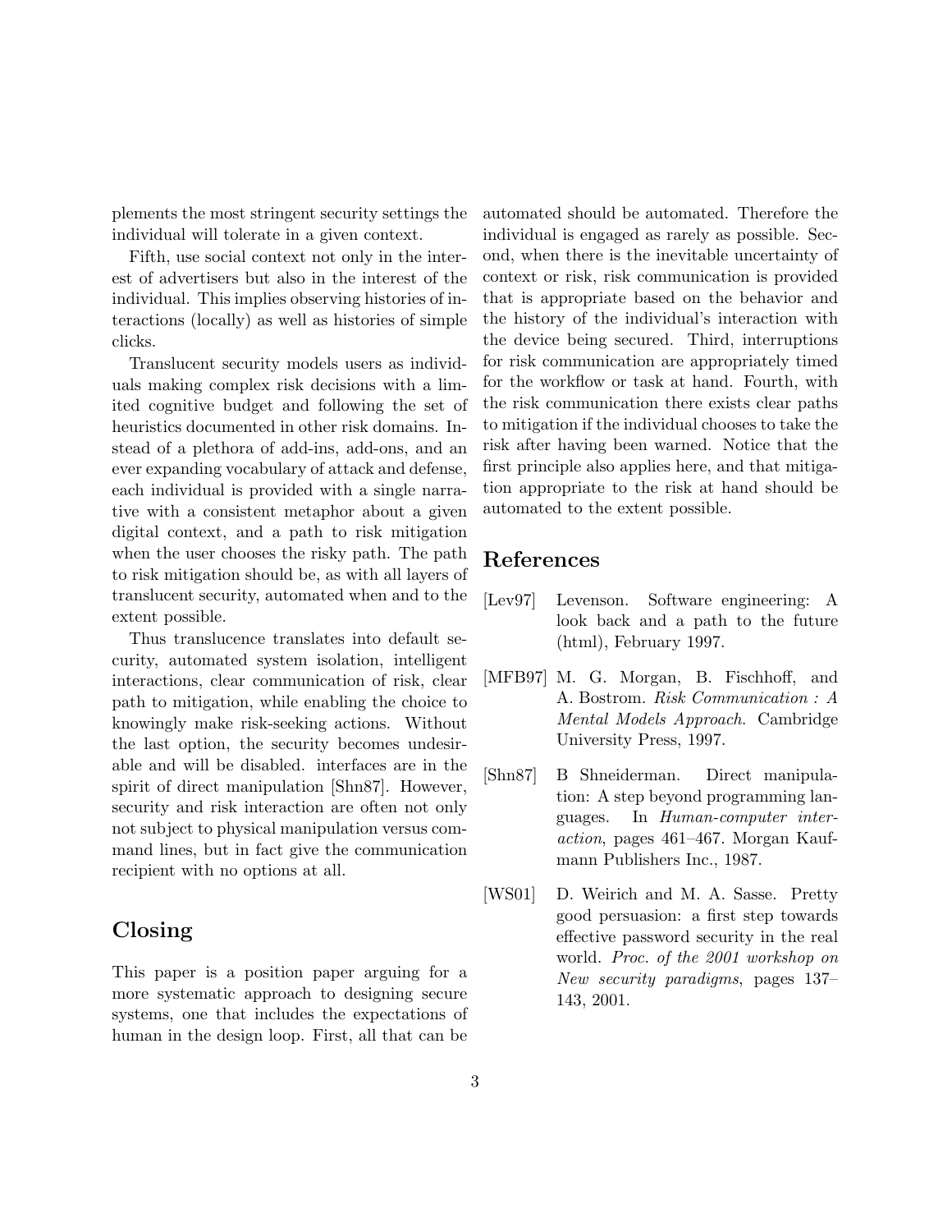plements the most stringent security settings the individual will tolerate in a given context.

Fifth, use social context not only in the interest of advertisers but also in the interest of the individual. This implies observing histories of interactions (locally) as well as histories of simple clicks.

Translucent security models users as individuals making complex risk decisions with a limited cognitive budget and following the set of heuristics documented in other risk domains. Instead of a plethora of add-ins, add-ons, and an ever expanding vocabulary of attack and defense, each individual is provided with a single narrative with a consistent metaphor about a given digital context, and a path to risk mitigation when the user chooses the risky path. The path to risk mitigation should be, as with all layers of translucent security, automated when and to the extent possible.

Thus translucence translates into default security, automated system isolation, intelligent interactions, clear communication of risk, clear path to mitigation, while enabling the choice to knowingly make risk-seeking actions. Without the last option, the security becomes undesirable and will be disabled. interfaces are in the spirit of direct manipulation [Shn87]. However, security and risk interaction are often not only not subject to physical manipulation versus command lines, but in fact give the communication recipient with no options at all.

## Closing

This paper is a position paper arguing for a more systematic approach to designing secure systems, one that includes the expectations of human in the design loop. First, all that can be automated should be automated. Therefore the individual is engaged as rarely as possible. Second, when there is the inevitable uncertainty of context or risk, risk communication is provided that is appropriate based on the behavior and the history of the individual's interaction with the device being secured. Third, interruptions for risk communication are appropriately timed for the workflow or task at hand. Fourth, with the risk communication there exists clear paths to mitigation if the individual chooses to take the risk after having been warned. Notice that the first principle also applies here, and that mitigation appropriate to the risk at hand should be automated to the extent possible.

## References

[Lev97] Levenson. Software engineering: A look back and a path to the future (html), February 1997.

[MFB97] M. G. Morgan, B. Fischhoff, and A. Bostrom. *Risk Communication : A Mental Models Approach.* Cambridge University Press, 1997.

[Shn87] B Shneiderman. Direct manipulation: A step beyond programming languages. In *Human-computer interaction*, pages 461–467. Morgan Kaufmann Publishers Inc., 1987.

[WS01] D. Weirich and M. A. Sasse. Pretty good persuasion: a first step towards effective password security in the real world. *Proc. of the 2001 workshop on New security paradigms*, pages 137–143, 2001.